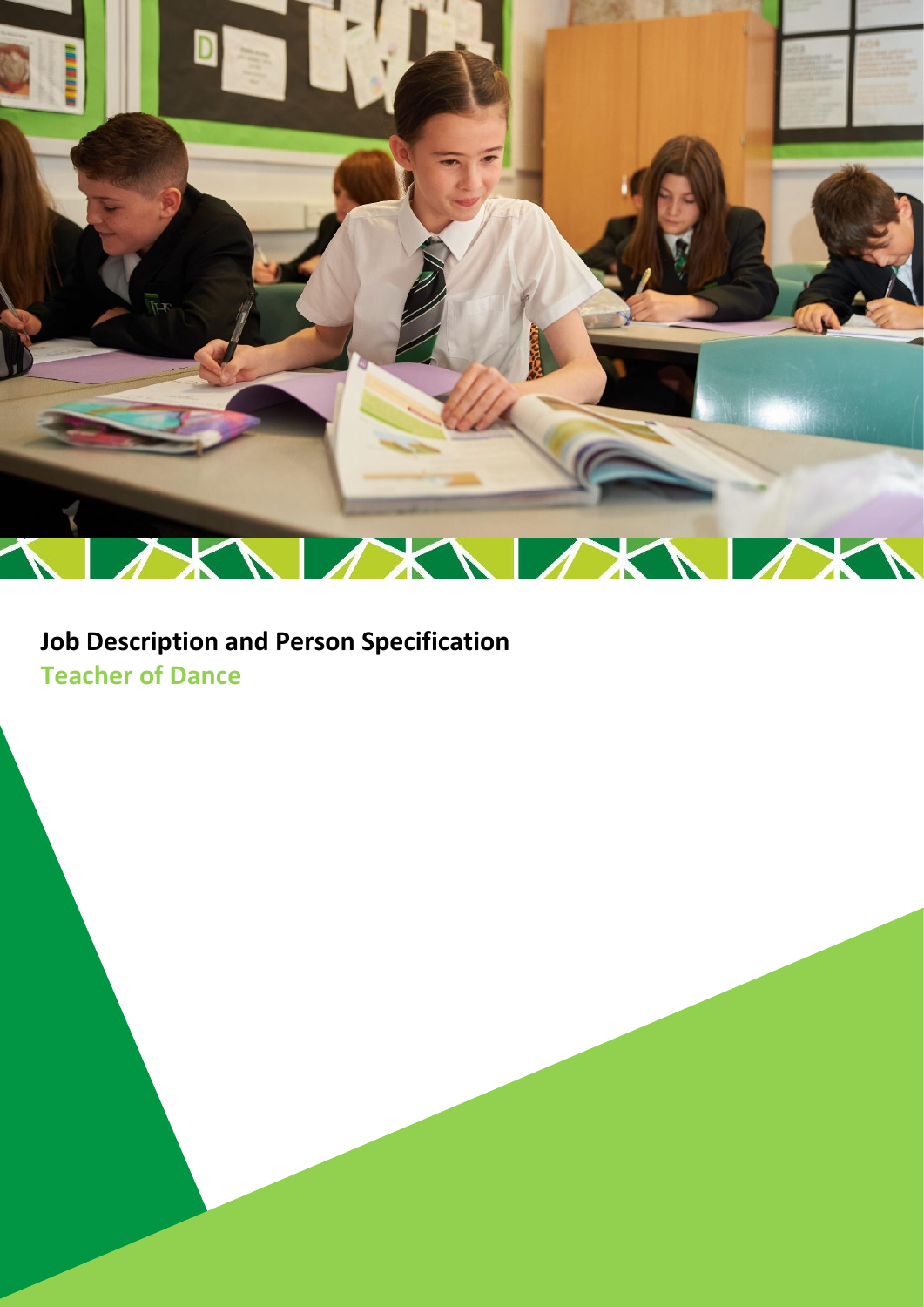# Job Description and Person Specification

## Teacher of Dance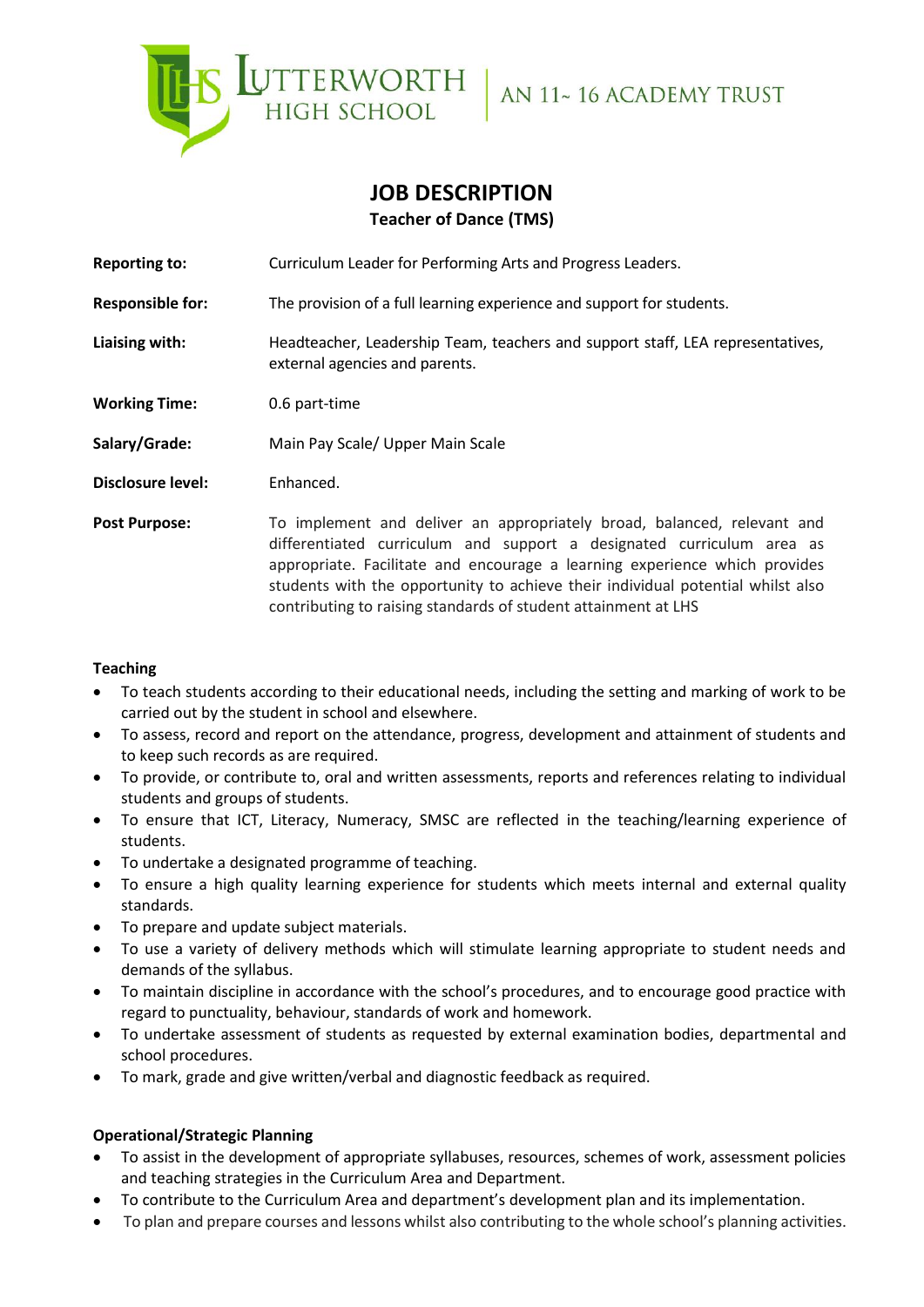LUTTERWORTH HIGH SCHOOL | AN 11- 16 ACADEMY TRUST

# JOB DESCRIPTION

## Teacher of Dance (TMS)

| | |
|---|---|
| **Reporting to:** | Curriculum Leader for Performing Arts and Progress Leaders. |
| **Responsible for:** | The provision of a full learning experience and support for students. |
| **Liaising with:** | Headteacher, Leadership Team, teachers and support staff, LEA representatives, external agencies and parents. |
| **Working Time:** | 0.6 part-time |
| **Salary/Grade:** | Main Pay Scale/ Upper Main Scale |
| **Disclosure level:** | Enhanced. |
| **Post Purpose:** | To implement and deliver an appropriately broad, balanced, relevant and differentiated curriculum and support a designated curriculum area as appropriate. Facilitate and encourage a learning experience which provides students with the opportunity to achieve their individual potential whilst also contributing to raising standards of student attainment at LHS |

**Teaching**

- To teach students according to their educational needs, including the setting and marking of work to be carried out by the student in school and elsewhere.
- To assess, record and report on the attendance, progress, development and attainment of students and to keep such records as are required.
- To provide, or contribute to, oral and written assessments, reports and references relating to individual students and groups of students.
- To ensure that ICT, Literacy, Numeracy, SMSC are reflected in the teaching/learning experience of students.
- To undertake a designated programme of teaching.
- To ensure a high quality learning experience for students which meets internal and external quality standards.
- To prepare and update subject materials.
- To use a variety of delivery methods which will stimulate learning appropriate to student needs and demands of the syllabus.
- To maintain discipline in accordance with the school's procedures, and to encourage good practice with regard to punctuality, behaviour, standards of work and homework.
- To undertake assessment of students as requested by external examination bodies, departmental and school procedures.
- To mark, grade and give written/verbal and diagnostic feedback as required.

**Operational/Strategic Planning**

- To assist in the development of appropriate syllabuses, resources, schemes of work, assessment policies and teaching strategies in the Curriculum Area and Department.
- To contribute to the Curriculum Area and department's development plan and its implementation.
- To plan and prepare courses and lessons whilst also contributing to the whole school's planning activities.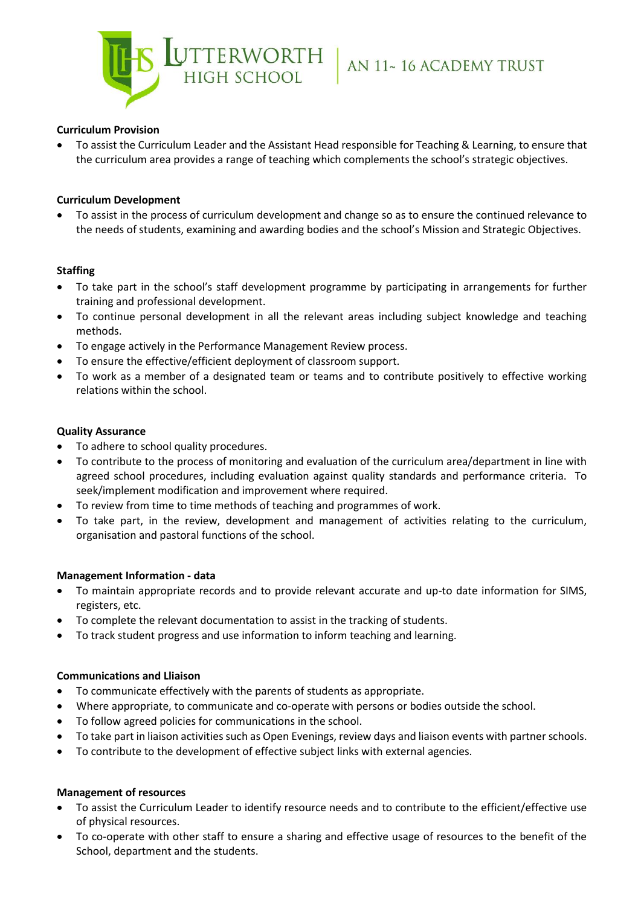**Curriculum Provision**

- To assist the Curriculum Leader and the Assistant Head responsible for Teaching & Learning, to ensure that the curriculum area provides a range of teaching which complements the school's strategic objectives.

**Curriculum Development**

- To assist in the process of curriculum development and change so as to ensure the continued relevance to the needs of students, examining and awarding bodies and the school's Mission and Strategic Objectives.

**Staffing**

- To take part in the school's staff development programme by participating in arrangements for further training and professional development.
- To continue personal development in all the relevant areas including subject knowledge and teaching methods.
- To engage actively in the Performance Management Review process.
- To ensure the effective/efficient deployment of classroom support.
- To work as a member of a designated team or teams and to contribute positively to effective working relations within the school.

**Quality Assurance**

- To adhere to school quality procedures.
- To contribute to the process of monitoring and evaluation of the curriculum area/department in line with agreed school procedures, including evaluation against quality standards and performance criteria. To seek/implement modification and improvement where required.
- To review from time to time methods of teaching and programmes of work.
- To take part, in the review, development and management of activities relating to the curriculum, organisation and pastoral functions of the school.

**Management Information - data**

- To maintain appropriate records and to provide relevant accurate and up-to date information for SIMS, registers, etc.
- To complete the relevant documentation to assist in the tracking of students.
- To track student progress and use information to inform teaching and learning.

**Communications and Lliaison**

- To communicate effectively with the parents of students as appropriate.
- Where appropriate, to communicate and co-operate with persons or bodies outside the school.
- To follow agreed policies for communications in the school.
- To take part in liaison activities such as Open Evenings, review days and liaison events with partner schools.
- To contribute to the development of effective subject links with external agencies.

**Management of resources**

- To assist the Curriculum Leader to identify resource needs and to contribute to the efficient/effective use of physical resources.
- To co-operate with other staff to ensure a sharing and effective usage of resources to the benefit of the School, department and the students.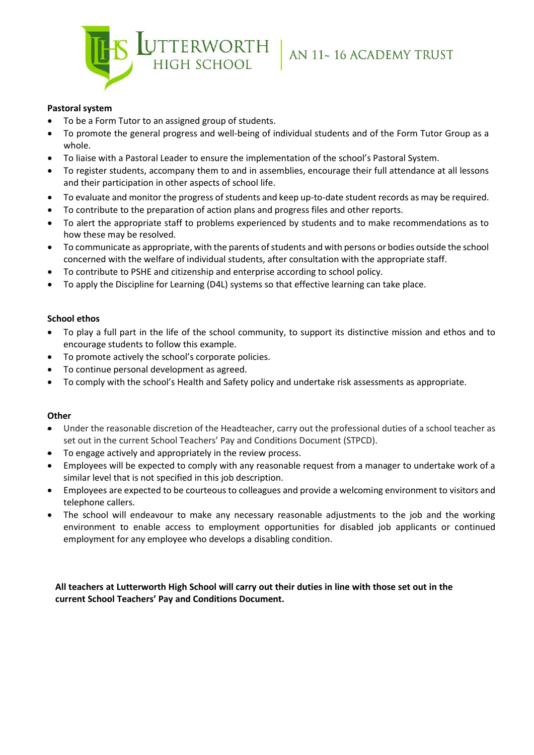**Pastoral system**

- To be a Form Tutor to an assigned group of students.
- To promote the general progress and well-being of individual students and of the Form Tutor Group as a whole.
- To liaise with a Pastoral Leader to ensure the implementation of the school's Pastoral System.
- To register students, accompany them to and in assemblies, encourage their full attendance at all lessons and their participation in other aspects of school life.
- To evaluate and monitor the progress of students and keep up-to-date student records as may be required.
- To contribute to the preparation of action plans and progress files and other reports.
- To alert the appropriate staff to problems experienced by students and to make recommendations as to how these may be resolved.
- To communicate as appropriate, with the parents of students and with persons or bodies outside the school concerned with the welfare of individual students, after consultation with the appropriate staff.
- To contribute to PSHE and citizenship and enterprise according to school policy.
- To apply the Discipline for Learning (D4L) systems so that effective learning can take place.

**School ethos**

- To play a full part in the life of the school community, to support its distinctive mission and ethos and to encourage students to follow this example.
- To promote actively the school's corporate policies.
- To continue personal development as agreed.
- To comply with the school's Health and Safety policy and undertake risk assessments as appropriate.

**Other**

- Under the reasonable discretion of the Headteacher, carry out the professional duties of a school teacher as set out in the current School Teachers' Pay and Conditions Document (STPCD).
- To engage actively and appropriately in the review process.
- Employees will be expected to comply with any reasonable request from a manager to undertake work of a similar level that is not specified in this job description.
- Employees are expected to be courteous to colleagues and provide a welcoming environment to visitors and telephone callers.
- The school will endeavour to make any necessary reasonable adjustments to the job and the working environment to enable access to employment opportunities for disabled job applicants or continued employment for any employee who develops a disabling condition.

**All teachers at Lutterworth High School will carry out their duties in line with those set out in the current School Teachers' Pay and Conditions Document.**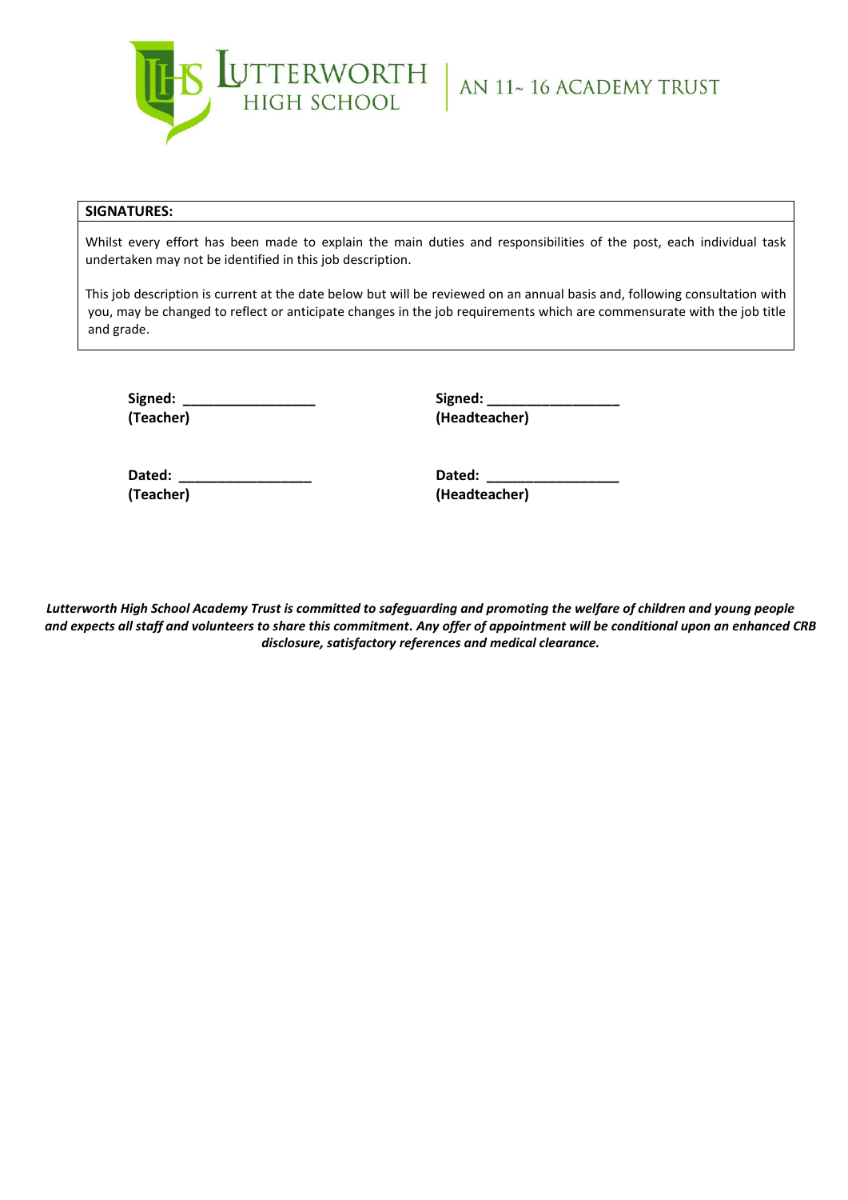| SIGNATURES: |
|---|
| Whilst every effort has been made to explain the main duties and responsibilities of the post, each individual task undertaken may not be identified in this job description.<br><br>This job description is current at the date below but will be reviewed on an annual basis and, following consultation with you, may be changed to reflect or anticipate changes in the job requirements which are commensurate with the job title and grade. |

**Signed: _________________**
**(Teacher)**

**Signed: _________________**
**(Headteacher)**

**Dated: _________________**
**(Teacher)**

**Dated: _________________**
**(Headteacher)**

***Lutterworth High School Academy Trust is committed to safeguarding and promoting the welfare of children and young people and expects all staff and volunteers to share this commitment. Any offer of appointment will be conditional upon an enhanced CRB disclosure, satisfactory references and medical clearance.***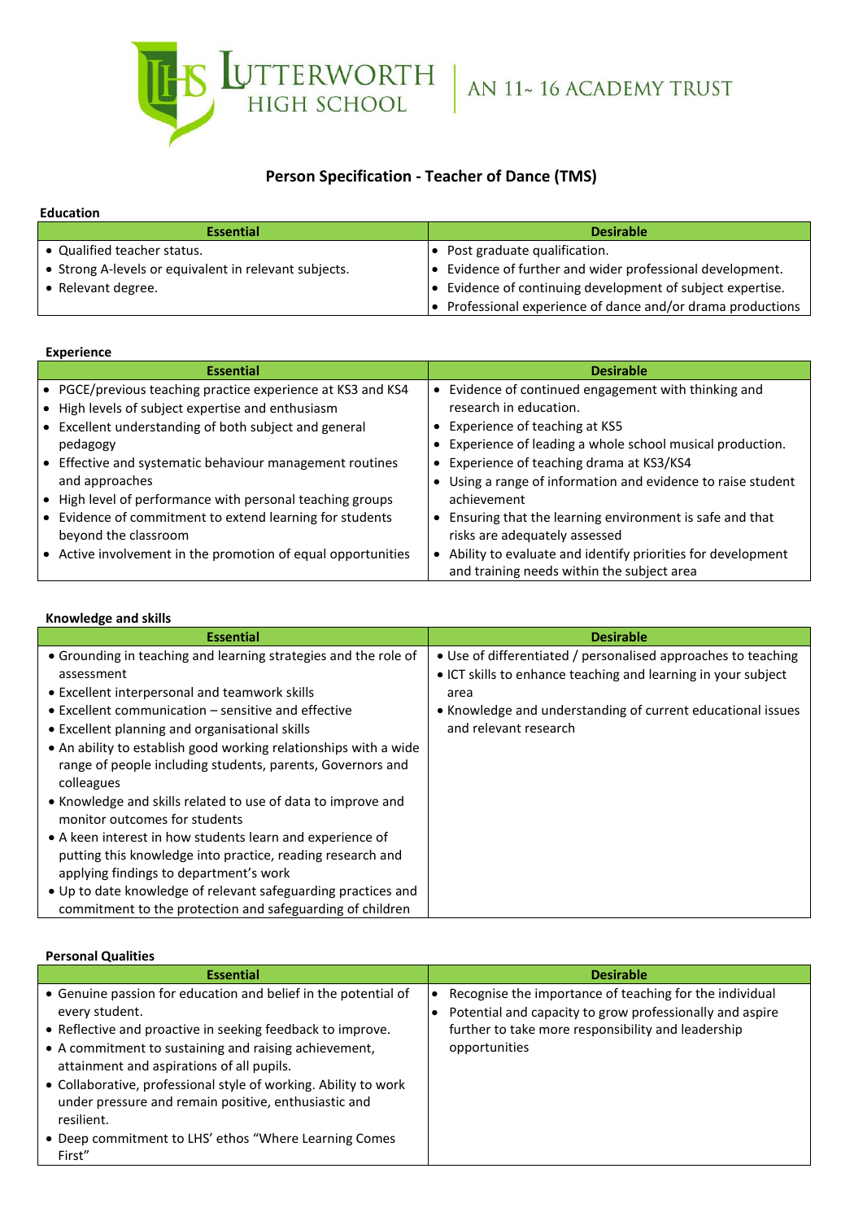LUTTERWORTH HIGH SCHOOL | AN 11~ 16 ACADEMY TRUST

# Person Specification - Teacher of Dance (TMS)

**Education**

| Essential | Desirable |
|---|---|
| • Qualified teacher status.<br>• Strong A-levels or equivalent in relevant subjects.<br>• Relevant degree. | • Post graduate qualification.<br>• Evidence of further and wider professional development.<br>• Evidence of continuing development of subject expertise.<br>• Professional experience of dance and/or drama productions |

**Experience**

| Essential | Desirable |
|---|---|
| • PGCE/previous teaching practice experience at KS3 and KS4<br>• High levels of subject expertise and enthusiasm<br>• Excellent understanding of both subject and general pedagogy<br>• Effective and systematic behaviour management routines and approaches<br>• High level of performance with personal teaching groups<br>• Evidence of commitment to extend learning for students beyond the classroom<br>• Active involvement in the promotion of equal opportunities | • Evidence of continued engagement with thinking and research in education.<br>• Experience of teaching at KS5<br>• Experience of leading a whole school musical production.<br>• Experience of teaching drama at KS3/KS4<br>• Using a range of information and evidence to raise student achievement<br>• Ensuring that the learning environment is safe and that risks are adequately assessed<br>• Ability to evaluate and identify priorities for development and training needs within the subject area |

**Knowledge and skills**

| Essential | Desirable |
|---|---|
| • Grounding in teaching and learning strategies and the role of assessment<br>• Excellent interpersonal and teamwork skills<br>• Excellent communication – sensitive and effective<br>• Excellent planning and organisational skills<br>• An ability to establish good working relationships with a wide range of people including students, parents, Governors and colleagues<br>• Knowledge and skills related to use of data to improve and monitor outcomes for students<br>• A keen interest in how students learn and experience of putting this knowledge into practice, reading research and applying findings to department's work<br>• Up to date knowledge of relevant safeguarding practices and commitment to the protection and safeguarding of children | • Use of differentiated / personalised approaches to teaching<br>• ICT skills to enhance teaching and learning in your subject area<br>• Knowledge and understanding of current educational issues and relevant research |

**Personal Qualities**

| Essential | Desirable |
|---|---|
| • Genuine passion for education and belief in the potential of every student.<br>• Reflective and proactive in seeking feedback to improve.<br>• A commitment to sustaining and raising achievement, attainment and aspirations of all pupils.<br>• Collaborative, professional style of working. Ability to work under pressure and remain positive, enthusiastic and resilient.<br>• Deep commitment to LHS' ethos "Where Learning Comes First" | • Recognise the importance of teaching for the individual<br>• Potential and capacity to grow professionally and aspire further to take more responsibility and leadership opportunities |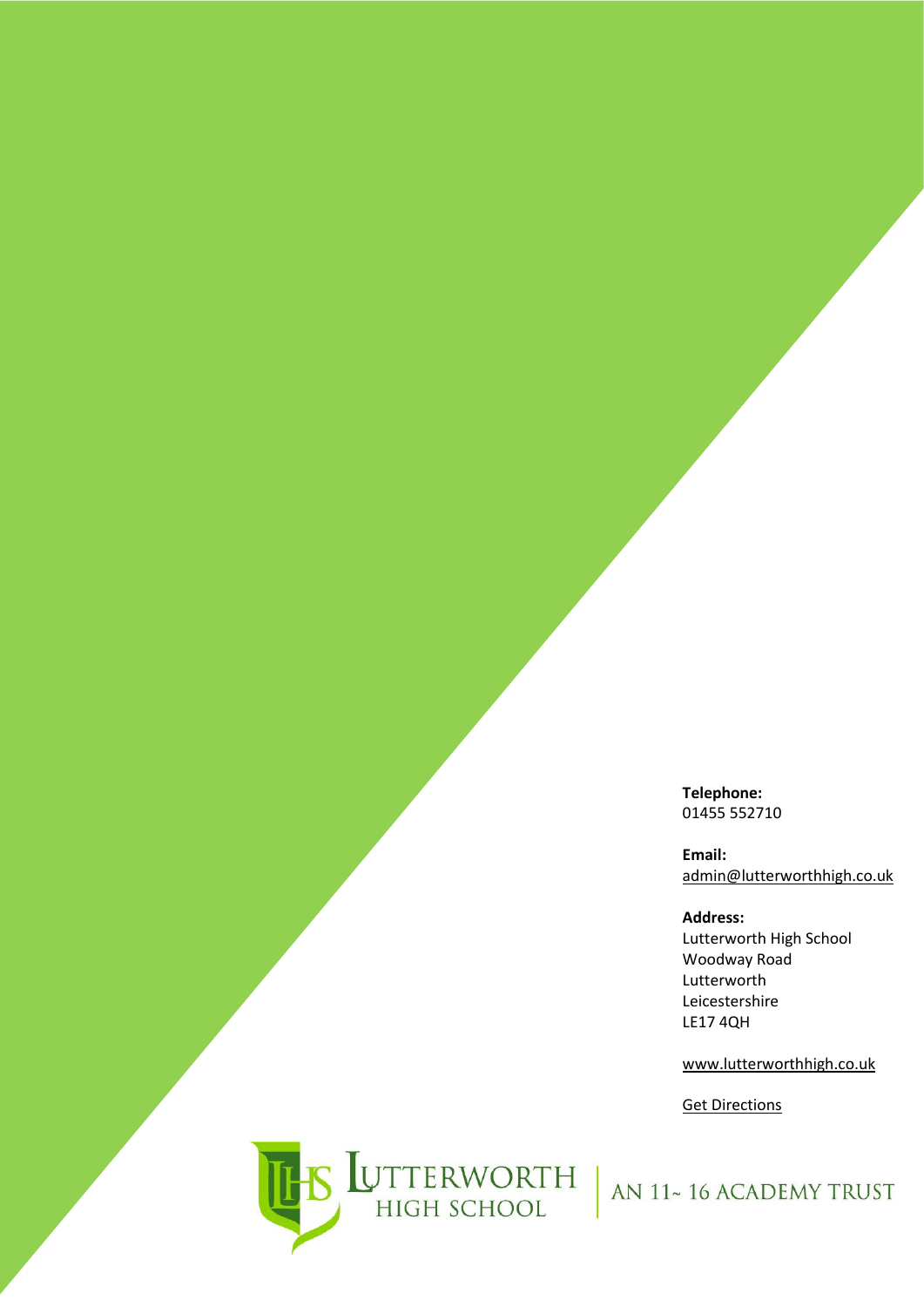**Telephone:**
01455 552710

**Email:**
admin@lutterworthhigh.co.uk

**Address:**
Lutterworth High School
Woodway Road
Lutterworth
Leicestershire
LE17 4QH

www.lutterworthhigh.co.uk

Get Directions

LUTTERWORTH HIGH SCHOOL | AN 11- 16 ACADEMY TRUST